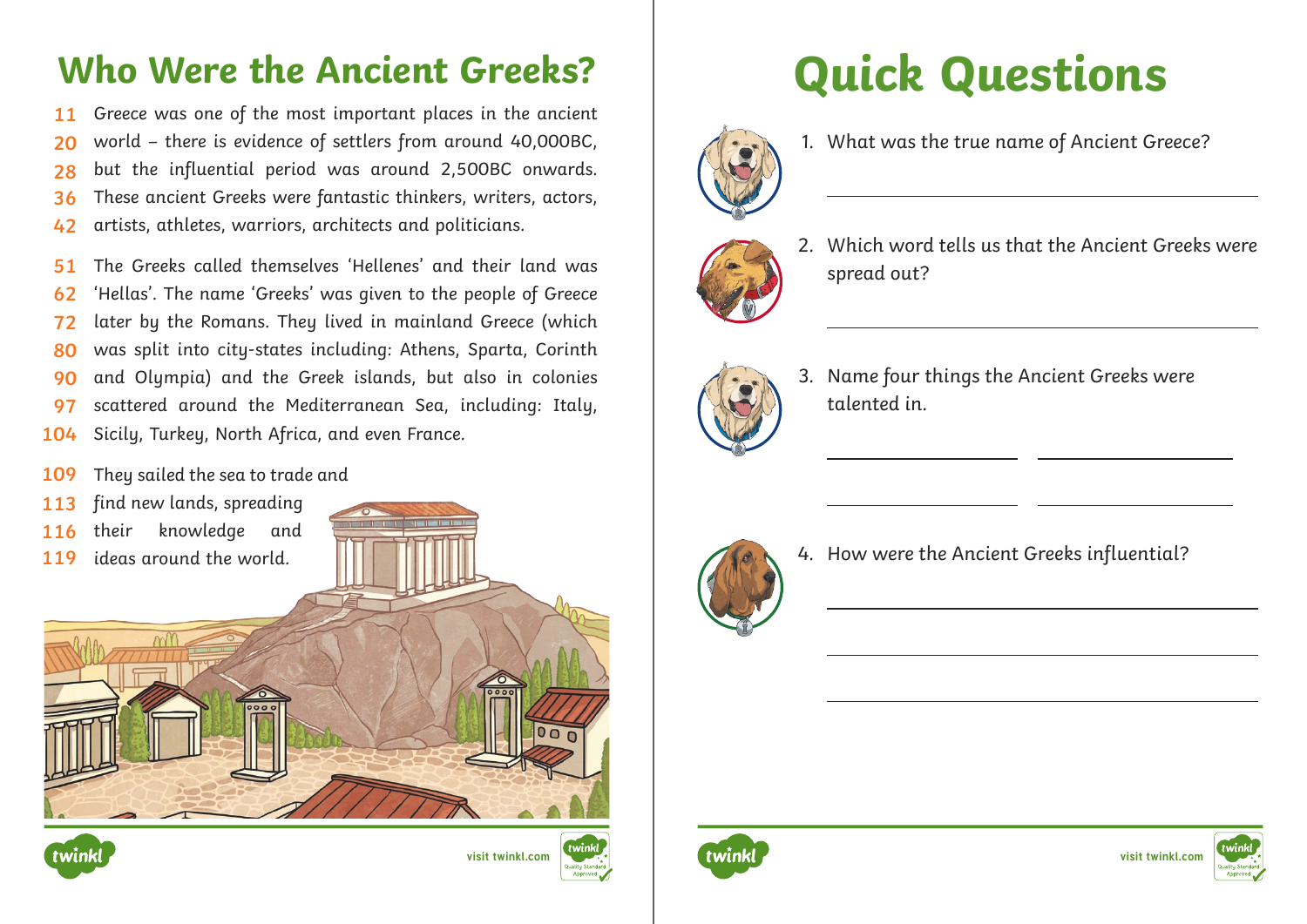# Who Were the Ancient Greeks?

11 Greece was one of the most important places in the ancient
20 world – there is evidence of settlers from around 40,000BC,
28 but the influential period was around 2,500BC onwards.
36 These ancient Greeks were fantastic thinkers, writers, actors,
42 artists, athletes, warriors, architects and politicians.

51 The Greeks called themselves 'Hellenes' and their land was
62 'Hellas'. The name 'Greeks' was given to the people of Greece
72 later by the Romans. They lived in mainland Greece (which
80 was split into city-states including: Athens, Sparta, Corinth
90 and Olympia) and the Greek islands, but also in colonies
97 scattered around the Mediterranean Sea, including: Italy,
104 Sicily, Turkey, North Africa, and even France.

109 They sailed the sea to trade and
113 find new lands, spreading
116 their knowledge and
119 ideas around the world.

# Quick Questions

1. What was the true name of Ancient Greece?

   ______________________________

2. Which word tells us that the Ancient Greeks were spread out?

   ______________________________

3. Name four things the Ancient Greeks were talented in.

   ______________ ______________

   ______________ ______________

4. How were the Ancient Greeks influential?

   ______________________________

   ______________________________

   ______________________________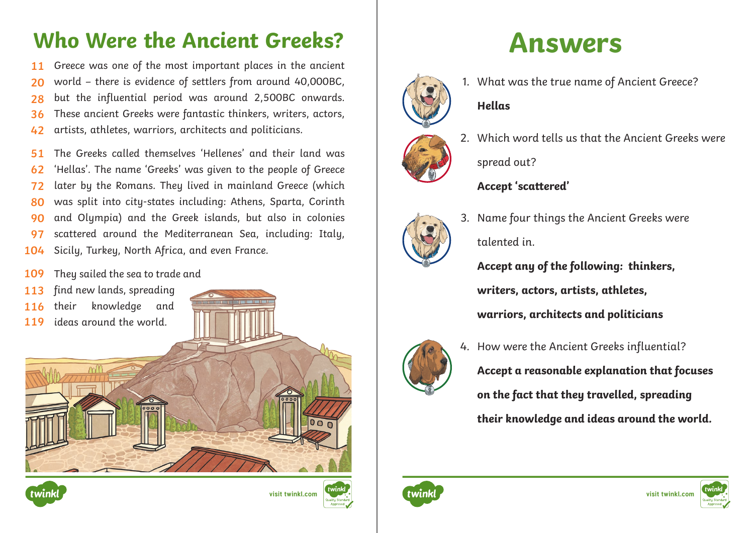# Who Were the Ancient Greeks?

11 Greece was one of the most important places in the ancient
20 world – there is evidence of settlers from around 40,000BC,
28 but the influential period was around 2,500BC onwards.
36 These ancient Greeks were fantastic thinkers, writers, actors,
42 artists, athletes, warriors, architects and politicians.

51 The Greeks called themselves 'Hellenes' and their land was
62 'Hellas'. The name 'Greeks' was given to the people of Greece
72 later by the Romans. They lived in mainland Greece (which
80 was split into city-states including: Athens, Sparta, Corinth
90 and Olympia) and the Greek islands, but also in colonies
97 scattered around the Mediterranean Sea, including: Italy,
104 Sicily, Turkey, North Africa, and even France.

109 They sailed the sea to trade and
113 find new lands, spreading
116 their knowledge and
119 ideas around the world.

# Answers

1. What was the true name of Ancient Greece?

   **Hellas**

2. Which word tells us that the Ancient Greeks were spread out?

   **Accept 'scattered'**

3. Name four things the Ancient Greeks were talented in.

   **Accept any of the following: thinkers, writers, actors, artists, athletes, warriors, architects and politicians**

4. How were the Ancient Greeks influential?

   **Accept a reasonable explanation that focuses on the fact that they travelled, spreading their knowledge and ideas around the world.**